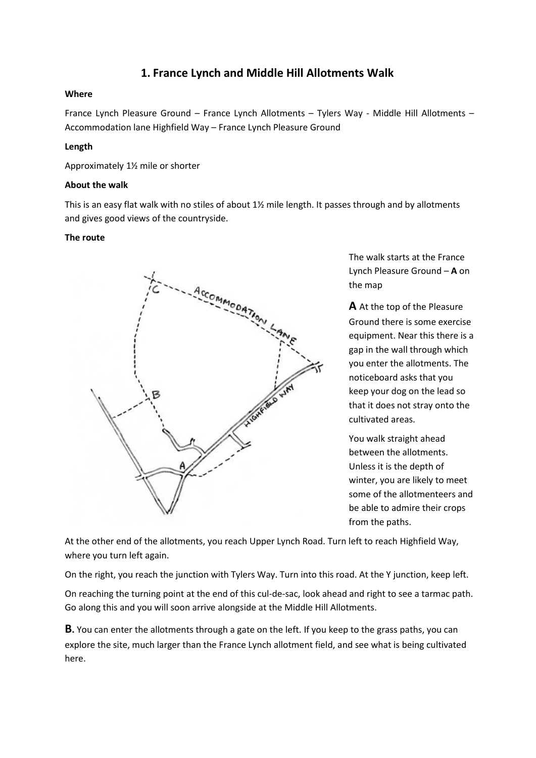# 1. France Lynch and Middle Hill Allotments Walk

**Where**

France Lynch Pleasure Ground – France Lynch Allotments – Tylers Way - Middle Hill Allotments – Accommodation lane Highfield Way – France Lynch Pleasure Ground

**Length**

Approximately 1½ mile or shorter

**About the walk**

This is an easy flat walk with no stiles of about 1½ mile length. It passes through and by allotments and gives good views of the countryside.

**The route**

The walk starts at the France Lynch Pleasure Ground – **A** on the map

**A** At the top of the Pleasure Ground there is some exercise equipment. Near this there is a gap in the wall through which you enter the allotments. The noticeboard asks that you keep your dog on the lead so that it does not stray onto the cultivated areas.

You walk straight ahead between the allotments. Unless it is the depth of winter, you are likely to meet some of the allotmenteers and be able to admire their crops from the paths.

At the other end of the allotments, you reach Upper Lynch Road. Turn left to reach Highfield Way, where you turn left again.

On the right, you reach the junction with Tylers Way. Turn into this road. At the Y junction, keep left.

On reaching the turning point at the end of this cul-de-sac, look ahead and right to see a tarmac path. Go along this and you will soon arrive alongside at the Middle Hill Allotments.

**B.** You can enter the allotments through a gate on the left. If you keep to the grass paths, you can explore the site, much larger than the France Lynch allotment field, and see what is being cultivated here.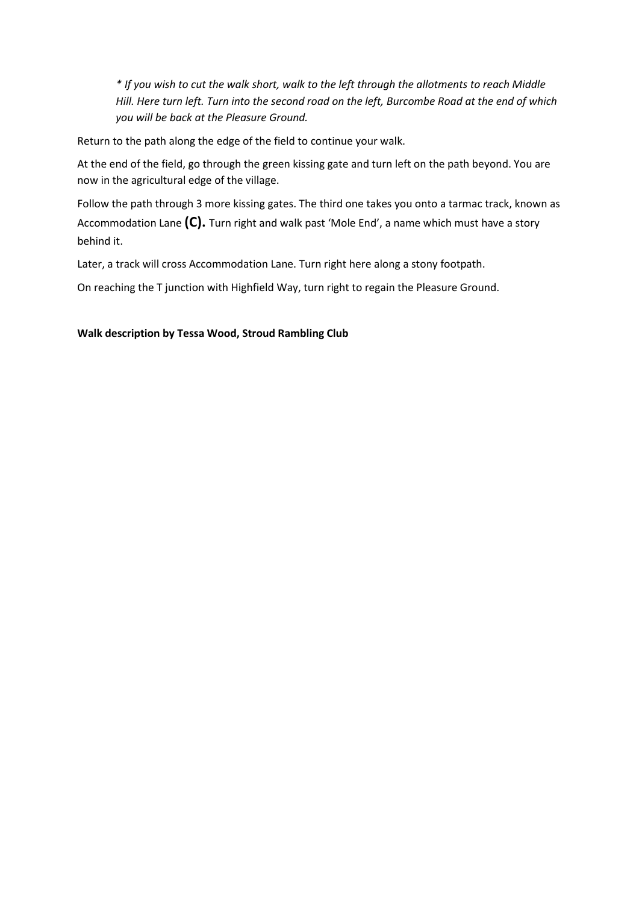*\* If you wish to cut the walk short, walk to the left through the allotments to reach Middle Hill. Here turn left. Turn into the second road on the left, Burcombe Road at the end of which you will be back at the Pleasure Ground.*

Return to the path along the edge of the field to continue your walk.

At the end of the field, go through the green kissing gate and turn left on the path beyond. You are now in the agricultural edge of the village.

Follow the path through 3 more kissing gates. The third one takes you onto a tarmac track, known as Accommodation Lane **(C).** Turn right and walk past 'Mole End', a name which must have a story behind it.

Later, a track will cross Accommodation Lane. Turn right here along a stony footpath.

On reaching the T junction with Highfield Way, turn right to regain the Pleasure Ground.

**Walk description by Tessa Wood, Stroud Rambling Club**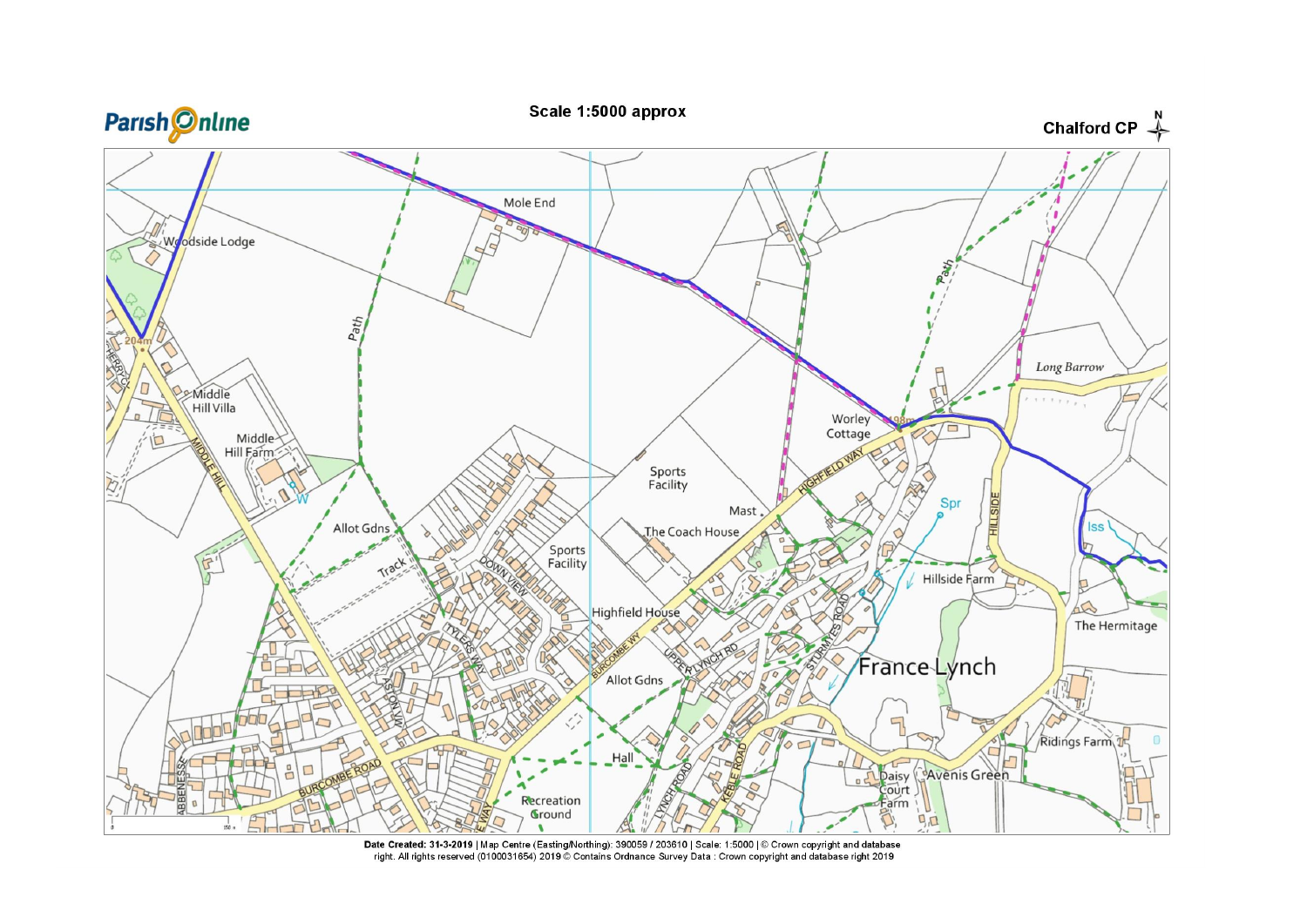Parish Online

Scale 1:5000 approx

Chalford CP

N

Mole End
Woodside Lodge
204m
Middle Hill Villa
Middle Hill Farm
MIDDLE HILL
W
Path
Path
Long Barrow
Worley Cottage
Sports Facility
Mast
The Coach House
HIGHFIELD WAY
Spr
HILLSIDE
Iss
Allot Gdns
Track
DOWN VIEW
Sports Facility
Highfield House
Hillside Farm
The Hermitage
TYLERS WAY
BURCOMBE WY
UPPER LYNCH RD
STURMYES ROAD
France Lynch
Allot Gdns
ASTON VIEW
Hall
LYNCH ROAD
KEBLE ROAD
Ridings Farm
Daisy Court Farm
Avenis Green
BURCOMBE ROAD
ABBENESSE
Recreation Ground

Date Created: 31-3-2019 | Map Centre (Easting/Northing): 390059 / 203610 | Scale: 1:5000 | © Crown copyright and database right. All rights reserved (0100031654) 2019 © Contains Ordnance Survey Data : Crown copyright and database right 2019